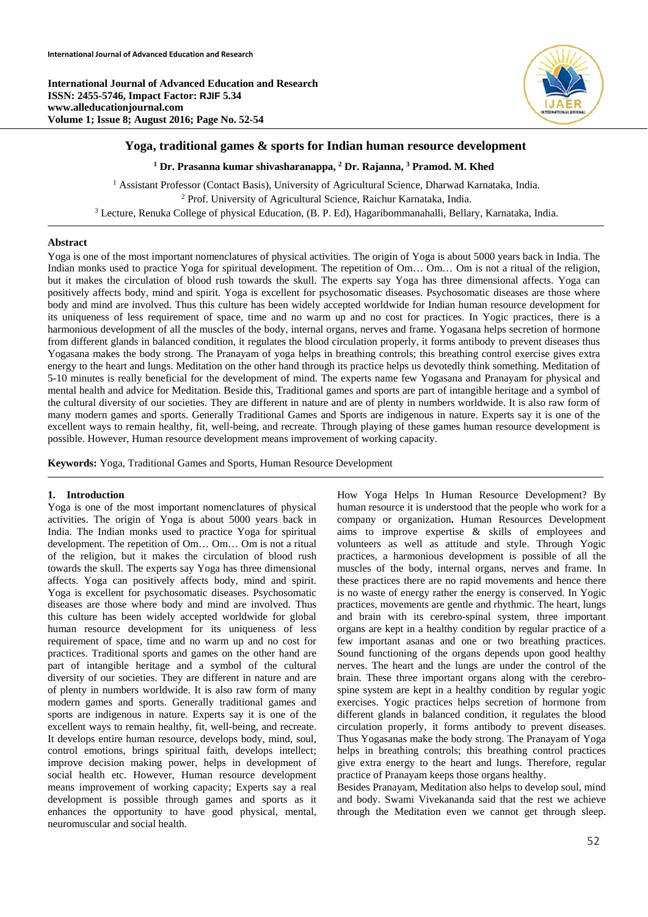# Yoga, traditional games & sports for Indian human resource development

**[1] Dr. Prasanna kumar shivasharanappa, [2] Dr. Rajanna, [3] Pramod. M. Khed**

[1] Assistant Professor (Contact Basis), University of Agricultural Science, Dharwad Karnataka, India.
[2] Prof. University of Agricultural Science, Raichur Karnataka, India.
[3] Lecture, Renuka College of physical Education, (B. P. Ed), Hagaribommanahalli, Bellary, Karnataka, India.

## Abstract

Yoga is one of the most important nomenclatures of physical activities. The origin of Yoga is about 5000 years back in India. The Indian monks used to practice Yoga for spiritual development. The repetition of Om… Om… Om is not a ritual of the religion, but it makes the circulation of blood rush towards the skull. The experts say Yoga has three dimensional affects. Yoga can positively affects body, mind and spirit. Yoga is excellent for psychosomatic diseases. Psychosomatic diseases are those where body and mind are involved. Thus this culture has been widely accepted worldwide for Indian human resource development for its uniqueness of less requirement of space, time and no warm up and no cost for practices. In Yogic practices, there is a harmonious development of all the muscles of the body, internal organs, nerves and frame. Yogasana helps secretion of hormone from different glands in balanced condition, it regulates the blood circulation properly, it forms antibody to prevent diseases thus Yogasana makes the body strong. The Pranayam of yoga helps in breathing controls; this breathing control exercise gives extra energy to the heart and lungs. Meditation on the other hand through its practice helps us devotedly think something. Meditation of 5-10 minutes is really beneficial for the development of mind. The experts name few Yogasana and Pranayam for physical and mental health and advice for Meditation. Beside this, Traditional games and sports are part of intangible heritage and a symbol of the cultural diversity of our societies. They are different in nature and are of plenty in numbers worldwide. It is also raw form of many modern games and sports. Generally Traditional Games and Sports are indigenous in nature. Experts say it is one of the excellent ways to remain healthy, fit, well-being, and recreate. Through playing of these games human resource development is possible. However, Human resource development means improvement of working capacity.

**Keywords:** Yoga, Traditional Games and Sports, Human Resource Development

## 1. Introduction

Yoga is one of the most important nomenclatures of physical activities. The origin of Yoga is about 5000 years back in India. The Indian monks used to practice Yoga for spiritual development. The repetition of Om… Om… Om is not a ritual of the religion, but it makes the circulation of blood rush towards the skull. The experts say Yoga has three dimensional affects. Yoga can positively affects body, mind and spirit. Yoga is excellent for psychosomatic diseases. Psychosomatic diseases are those where body and mind are involved. Thus this culture has been widely accepted worldwide for global human resource development for its uniqueness of less requirement of space, time and no warm up and no cost for practices. Traditional sports and games on the other hand are part of intangible heritage and a symbol of the cultural diversity of our societies. They are different in nature and are of plenty in numbers worldwide. It is also raw form of many modern games and sports. Generally traditional games and sports are indigenous in nature. Experts say it is one of the excellent ways to remain healthy, fit, well-being, and recreate. It develops entire human resource, develops body, mind, soul, control emotions, brings spiritual faith, develops intellect; improve decision making power, helps in development of social health etc. However, Human resource development means improvement of working capacity; Experts say a real development is possible through games and sports as it enhances the opportunity to have good physical, mental, neuromuscular and social health.

How Yoga Helps In Human Resource Development? By human resource it is understood that the people who work for a company or organization**.** Human Resources Development aims to improve expertise & skills of employees and volunteers as well as attitude and style. Through Yogic practices, a harmonious development is possible of all the muscles of the body, internal organs, nerves and frame. In these practices there are no rapid movements and hence there is no waste of energy rather the energy is conserved. In Yogic practices, movements are gentle and rhythmic. The heart, lungs and brain with its cerebro-spinal system, three important organs are kept in a healthy condition by regular practice of a few important asanas and one or two breathing practices. Sound functioning of the organs depends upon good healthy nerves. The heart and the lungs are under the control of the brain. These three important organs along with the cerebro-spine system are kept in a healthy condition by regular yogic exercises. Yogic practices helps secretion of hormone from different glands in balanced condition, it regulates the blood circulation properly, it forms antibody to prevent diseases. Thus Yogasanas make the body strong. The Pranayam of Yoga helps in breathing controls; this breathing control practices give extra energy to the heart and lungs. Therefore, regular practice of Pranayam keeps those organs healthy.

Besides Pranayam, Meditation also helps to develop soul, mind and body. Swami Vivekananda said that the rest we achieve through the Meditation even we cannot get through sleep.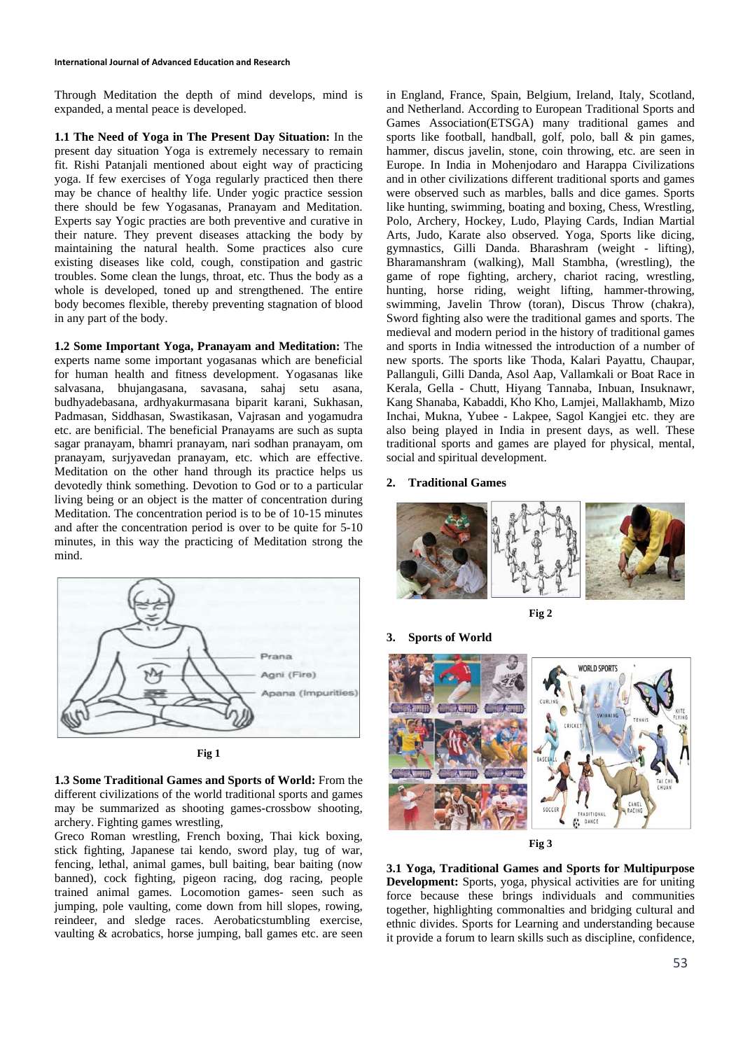Through Meditation the depth of mind develops, mind is expanded, a mental peace is developed.

**1.1 The Need of Yoga in The Present Day Situation:** In the present day situation Yoga is extremely necessary to remain fit. Rishi Patanjali mentioned about eight way of practicing yoga. If few exercises of Yoga regularly practiced then there may be chance of healthy life. Under yogic practice session there should be few Yogasanas, Pranayam and Meditation. Experts say Yogic practies are both preventive and curative in their nature. They prevent diseases attacking the body by maintaining the natural health. Some practices also cure existing diseases like cold, cough, constipation and gastric troubles. Some clean the lungs, throat, etc. Thus the body as a whole is developed, toned up and strengthened. The entire body becomes flexible, thereby preventing stagnation of blood in any part of the body.

**1.2 Some Important Yoga, Pranayam and Meditation:** The experts name some important yogasanas which are beneficial for human health and fitness development. Yogasanas like salvasana, bhujangasana, savasana, sahaj setu asana, budhyadebasana, ardhyakurmasana biparit karani, Sukhasan, Padmasan, Siddhasan, Swastikasan, Vajrasan and yogamudra etc. are benificial. The beneficial Pranayams are such as supta sagar pranayam, bhamri pranayam, nari sodhan pranayam, om pranayam, surjyavedan pranayam, etc. which are effective. Meditation on the other hand through its practice helps us devotedly think something. Devotion to God or to a particular living being or an object is the matter of concentration during Meditation. The concentration period is to be of 10-15 minutes and after the concentration period is over to be quite for 5-10 minutes, in this way the practicing of Meditation strong the mind.

Fig 1

**1.3 Some Traditional Games and Sports of World:** From the different civilizations of the world traditional sports and games may be summarized as shooting games-crossbow shooting, archery. Fighting games wrestling,

Greco Roman wrestling, French boxing, Thai kick boxing, stick fighting, Japanese tai kendo, sword play, tug of war, fencing, lethal, animal games, bull baiting, bear baiting (now banned), cock fighting, pigeon racing, dog racing, people trained animal games. Locomotion games- seen such as jumping, pole vaulting, come down from hill slopes, rowing, reindeer, and sledge races. Aerobaticstumbling exercise, vaulting & acrobatics, horse jumping, ball games etc. are seen in England, France, Spain, Belgium, Ireland, Italy, Scotland, and Netherland. According to European Traditional Sports and Games Association(ETSGA) many traditional games and sports like football, handball, golf, polo, ball & pin games, hammer, discus javelin, stone, coin throwing, etc. are seen in Europe. In India in Mohenjodaro and Harappa Civilizations and in other civilizations different traditional sports and games were observed such as marbles, balls and dice games. Sports like hunting, swimming, boating and boxing, Chess, Wrestling, Polo, Archery, Hockey, Ludo, Playing Cards, Indian Martial Arts, Judo, Karate also observed. Yoga, Sports like dicing, gymnastics, Gilli Danda. Bharashram (weight - lifting), Bharamanshram (walking), Mall Stambha, (wrestling), the game of rope fighting, archery, chariot racing, wrestling, hunting, horse riding, weight lifting, hammer-throwing, swimming, Javelin Throw (toran), Discus Throw (chakra), Sword fighting also were the traditional games and sports. The medieval and modern period in the history of traditional games and sports in India witnessed the introduction of a number of new sports. The sports like Thoda, Kalari Payattu, Chaupar, Pallanguli, Gilli Danda, Asol Aap, Vallamkali or Boat Race in Kerala, Gella - Chutt, Hiyang Tannaba, Inbuan, Insuknawr, Kang Shanaba, Kabaddi, Kho Kho, Lamjei, Mallakhamb, Mizo Inchai, Mukna, Yubee - Lakpee, Sagol Kangjei etc. they are also being played in India in present days, as well. These traditional sports and games are played for physical, mental, social and spiritual development.

## 2. Traditional Games

Fig 2

## 3. Sports of World

Fig 3

**3.1 Yoga, Traditional Games and Sports for Multipurpose Development:** Sports, yoga, physical activities are for uniting force because these brings individuals and communities together, highlighting commonalties and bridging cultural and ethnic divides. Sports for Learning and understanding because it provide a forum to learn skills such as discipline, confidence,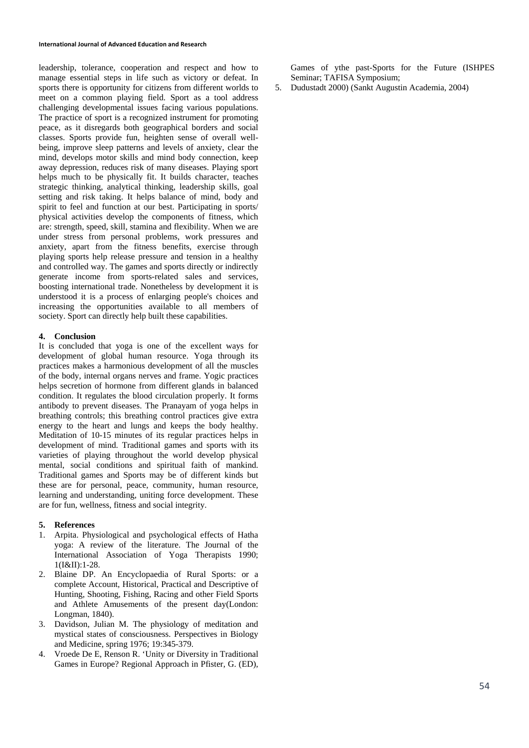leadership, tolerance, cooperation and respect and how to manage essential steps in life such as victory or defeat. In sports there is opportunity for citizens from different worlds to meet on a common playing field. Sport as a tool address challenging developmental issues facing various populations. The practice of sport is a recognized instrument for promoting peace, as it disregards both geographical borders and social classes. Sports provide fun, heighten sense of overall well-being, improve sleep patterns and levels of anxiety, clear the mind, develops motor skills and mind body connection, keep away depression, reduces risk of many diseases. Playing sport helps much to be physically fit. It builds character, teaches strategic thinking, analytical thinking, leadership skills, goal setting and risk taking. It helps balance of mind, body and spirit to feel and function at our best. Participating in sports/ physical activities develop the components of fitness, which are: strength, speed, skill, stamina and flexibility. When we are under stress from personal problems, work pressures and anxiety, apart from the fitness benefits, exercise through playing sports help release pressure and tension in a healthy and controlled way. The games and sports directly or indirectly generate income from sports-related sales and services, boosting international trade. Nonetheless by development it is understood it is a process of enlarging people's choices and increasing the opportunities available to all members of society. Sport can directly help built these capabilities.

## 4. Conclusion

It is concluded that yoga is one of the excellent ways for development of global human resource. Yoga through its practices makes a harmonious development of all the muscles of the body, internal organs nerves and frame. Yogic practices helps secretion of hormone from different glands in balanced condition. It regulates the blood circulation properly. It forms antibody to prevent diseases. The Pranayam of yoga helps in breathing controls; this breathing control practices give extra energy to the heart and lungs and keeps the body healthy. Meditation of 10-15 minutes of its regular practices helps in development of mind. Traditional games and sports with its varieties of playing throughout the world develop physical mental, social conditions and spiritual faith of mankind. Traditional games and Sports may be of different kinds but these are for personal, peace, community, human resource, learning and understanding, uniting force development. These are for fun, wellness, fitness and social integrity.

## 5. References

1. Arpita. Physiological and psychological effects of Hatha yoga: A review of the literature. The Journal of the International Association of Yoga Therapists 1990; 1(I&II):1-28.
2. Blaine DP. An Encyclopaedia of Rural Sports: or a complete Account, Historical, Practical and Descriptive of Hunting, Shooting, Fishing, Racing and other Field Sports and Athlete Amusements of the present day(London: Longman, 1840).
3. Davidson, Julian M. The physiology of meditation and mystical states of consciousness. Perspectives in Biology and Medicine, spring 1976; 19:345-379.
4. Vroede De E, Renson R. 'Unity or Diversity in Traditional Games in Europe? Regional Approach in Pfister, G. (ED), Games of ythe past-Sports for the Future (ISHPES Seminar; TAFISA Symposium;
5. Dudustadt 2000) (Sankt Augustin Academia, 2004)